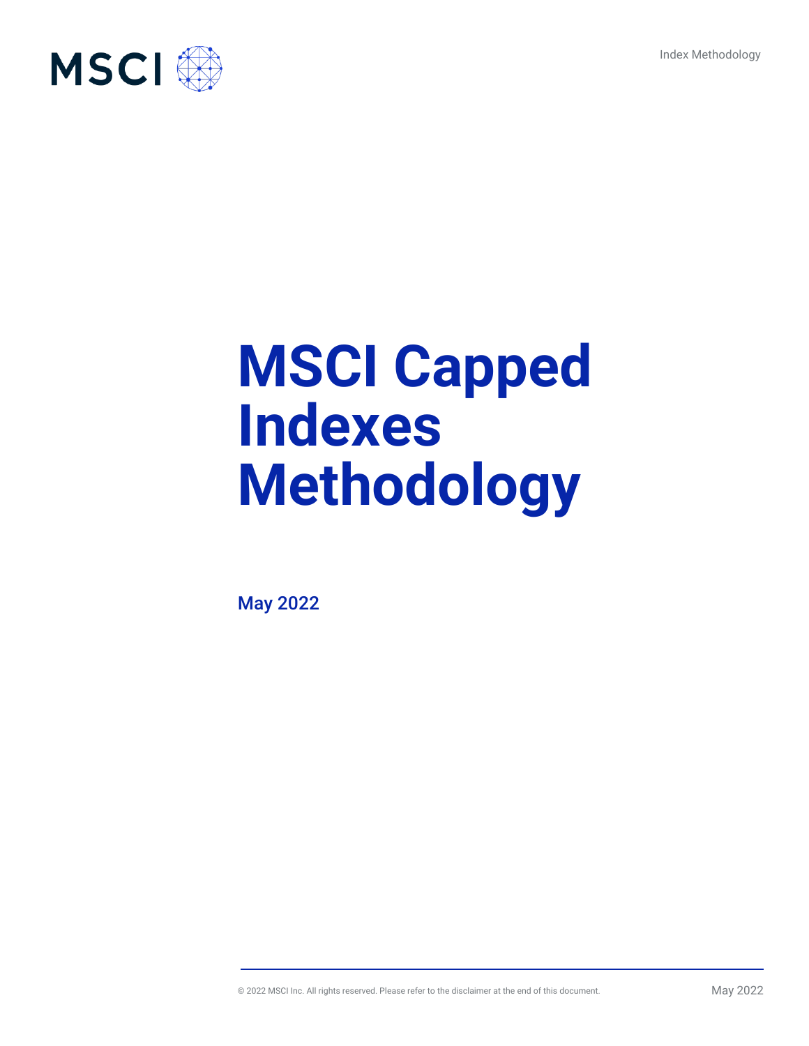# MSCI Capped Indexes Methodology

May 2022

© 2022 MSCI Inc. All rights reserved. Please refer to the disclaimer at the end of this document.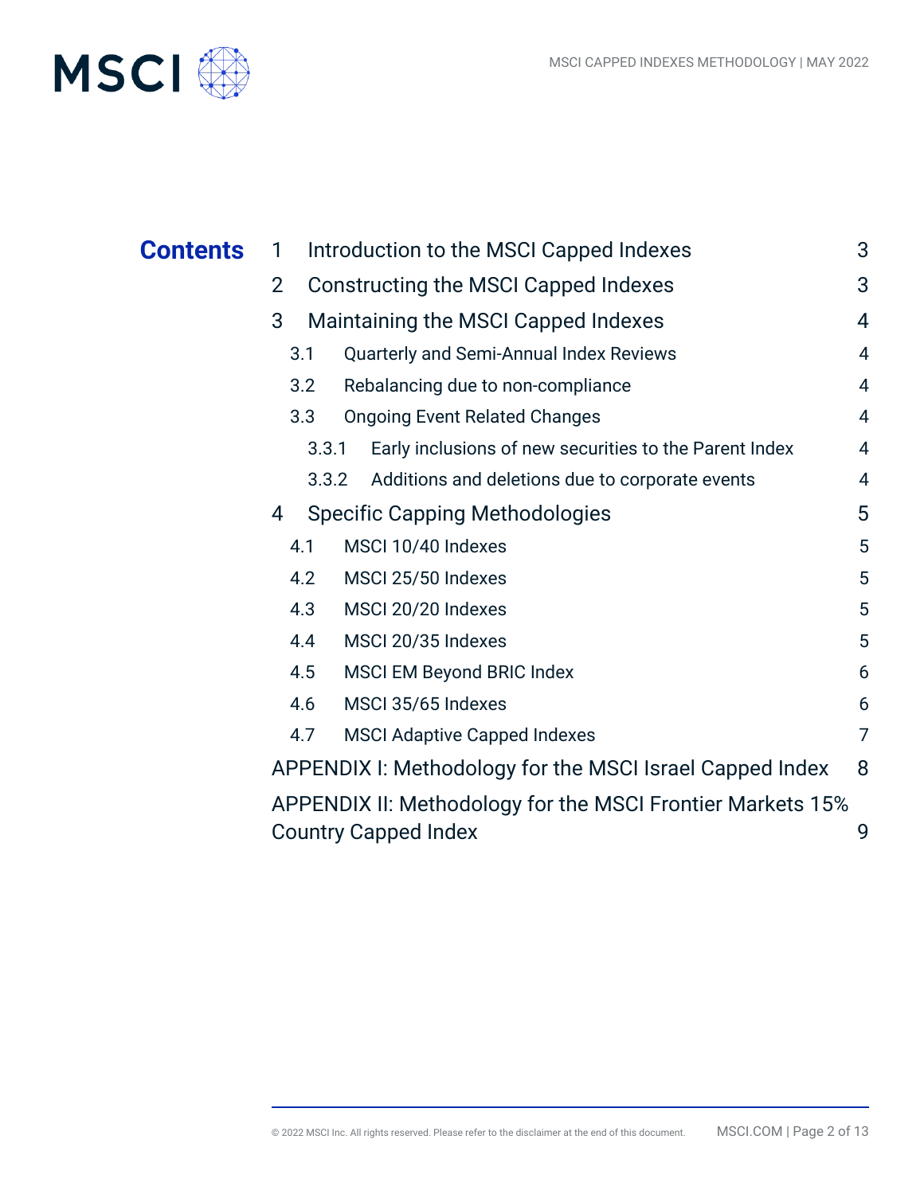# Contents

| | | |
|---|---|---|
| 1 | Introduction to the MSCI Capped Indexes | 3 |
| 2 | Constructing the MSCI Capped Indexes | 3 |
| 3 | Maintaining the MSCI Capped Indexes | 4 |
| 3.1 | Quarterly and Semi-Annual Index Reviews | 4 |
| 3.2 | Rebalancing due to non-compliance | 4 |
| 3.3 | Ongoing Event Related Changes | 4 |
| 3.3.1 | Early inclusions of new securities to the Parent Index | 4 |
| 3.3.2 | Additions and deletions due to corporate events | 4 |
| 4 | Specific Capping Methodologies | 5 |
| 4.1 | MSCI 10/40 Indexes | 5 |
| 4.2 | MSCI 25/50 Indexes | 5 |
| 4.3 | MSCI 20/20 Indexes | 5 |
| 4.4 | MSCI 20/35 Indexes | 5 |
| 4.5 | MSCI EM Beyond BRIC Index | 6 |
| 4.6 | MSCI 35/65 Indexes | 6 |
| 4.7 | MSCI Adaptive Capped Indexes | 7 |
| | APPENDIX I: Methodology for the MSCI Israel Capped Index | 8 |
| | APPENDIX II: Methodology for the MSCI Frontier Markets 15% Country Capped Index | 9 |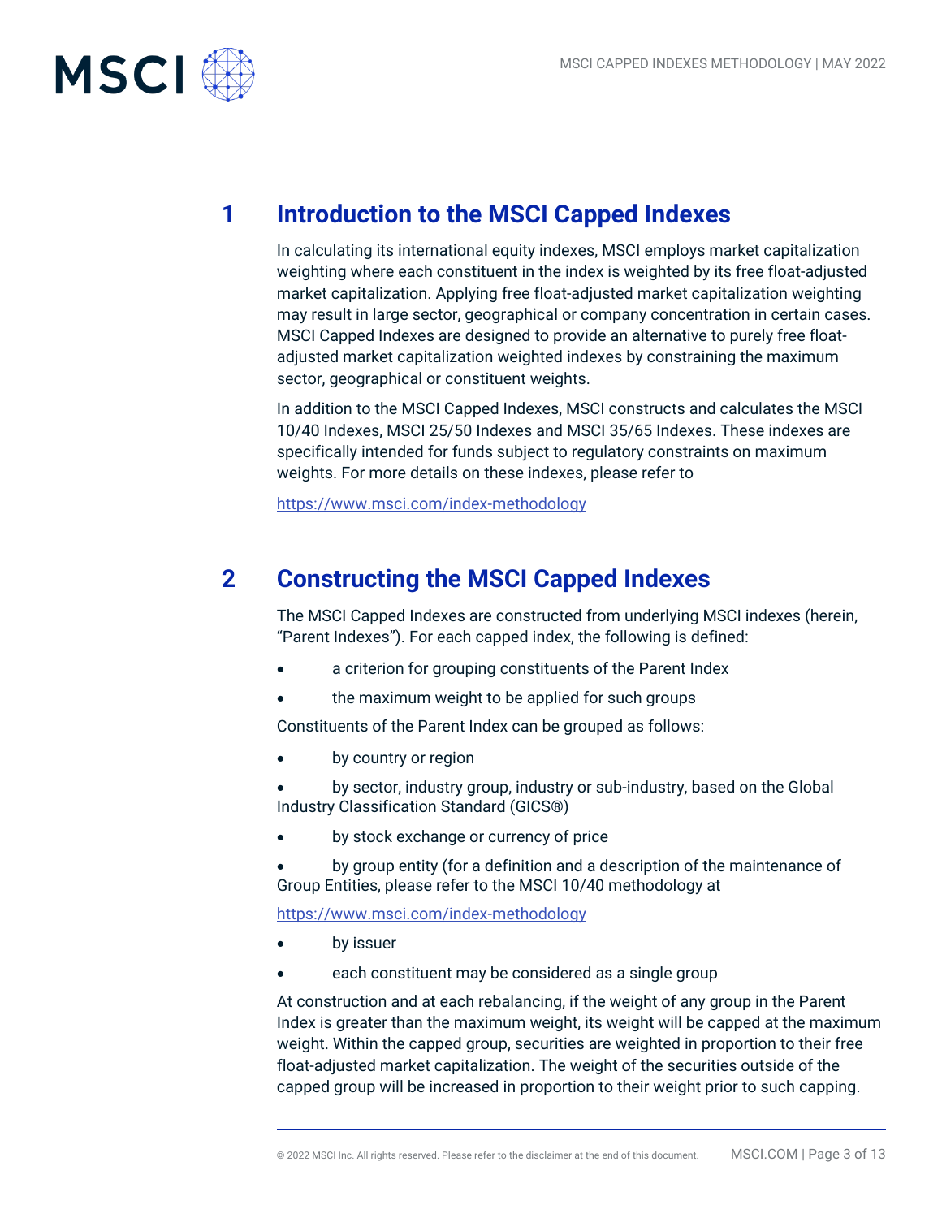# 1 Introduction to the MSCI Capped Indexes

In calculating its international equity indexes, MSCI employs market capitalization weighting where each constituent in the index is weighted by its free float-adjusted market capitalization. Applying free float-adjusted market capitalization weighting may result in large sector, geographical or company concentration in certain cases. MSCI Capped Indexes are designed to provide an alternative to purely free float-adjusted market capitalization weighted indexes by constraining the maximum sector, geographical or constituent weights.

In addition to the MSCI Capped Indexes, MSCI constructs and calculates the MSCI 10/40 Indexes, MSCI 25/50 Indexes and MSCI 35/65 Indexes. These indexes are specifically intended for funds subject to regulatory constraints on maximum weights. For more details on these indexes, please refer to

https://www.msci.com/index-methodology

# 2 Constructing the MSCI Capped Indexes

The MSCI Capped Indexes are constructed from underlying MSCI indexes (herein, "Parent Indexes"). For each capped index, the following is defined:

- a criterion for grouping constituents of the Parent Index
- the maximum weight to be applied for such groups

Constituents of the Parent Index can be grouped as follows:

- by country or region
- by sector, industry group, industry or sub-industry, based on the Global Industry Classification Standard (GICS®)
- by stock exchange or currency of price
- by group entity (for a definition and a description of the maintenance of Group Entities, please refer to the MSCI 10/40 methodology at

https://www.msci.com/index-methodology

- by issuer
- each constituent may be considered as a single group

At construction and at each rebalancing, if the weight of any group in the Parent Index is greater than the maximum weight, its weight will be capped at the maximum weight. Within the capped group, securities are weighted in proportion to their free float-adjusted market capitalization. The weight of the securities outside of the capped group will be increased in proportion to their weight prior to such capping.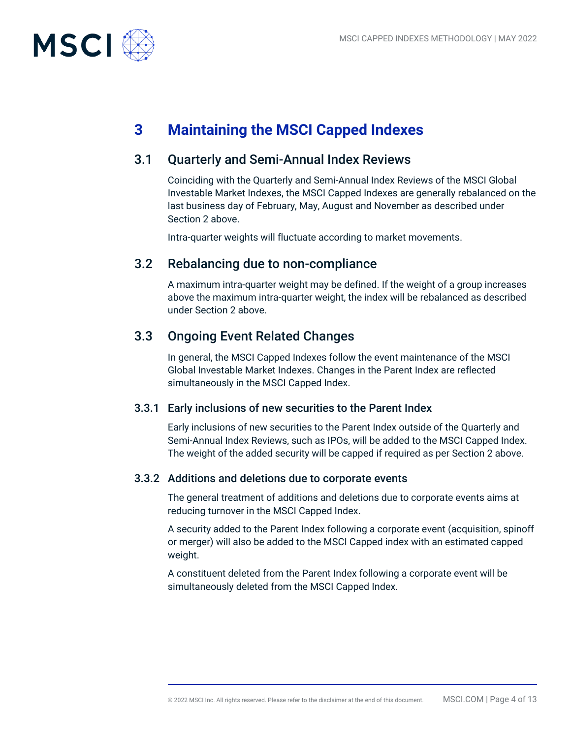# 3 Maintaining the MSCI Capped Indexes

## 3.1 Quarterly and Semi-Annual Index Reviews

Coinciding with the Quarterly and Semi-Annual Index Reviews of the MSCI Global Investable Market Indexes, the MSCI Capped Indexes are generally rebalanced on the last business day of February, May, August and November as described under Section 2 above.

Intra-quarter weights will fluctuate according to market movements.

## 3.2 Rebalancing due to non-compliance

A maximum intra-quarter weight may be defined. If the weight of a group increases above the maximum intra-quarter weight, the index will be rebalanced as described under Section 2 above.

## 3.3 Ongoing Event Related Changes

In general, the MSCI Capped Indexes follow the event maintenance of the MSCI Global Investable Market Indexes. Changes in the Parent Index are reflected simultaneously in the MSCI Capped Index.

### 3.3.1 Early inclusions of new securities to the Parent Index

Early inclusions of new securities to the Parent Index outside of the Quarterly and Semi-Annual Index Reviews, such as IPOs, will be added to the MSCI Capped Index. The weight of the added security will be capped if required as per Section 2 above.

### 3.3.2 Additions and deletions due to corporate events

The general treatment of additions and deletions due to corporate events aims at reducing turnover in the MSCI Capped Index.

A security added to the Parent Index following a corporate event (acquisition, spinoff or merger) will also be added to the MSCI Capped index with an estimated capped weight.

A constituent deleted from the Parent Index following a corporate event will be simultaneously deleted from the MSCI Capped Index.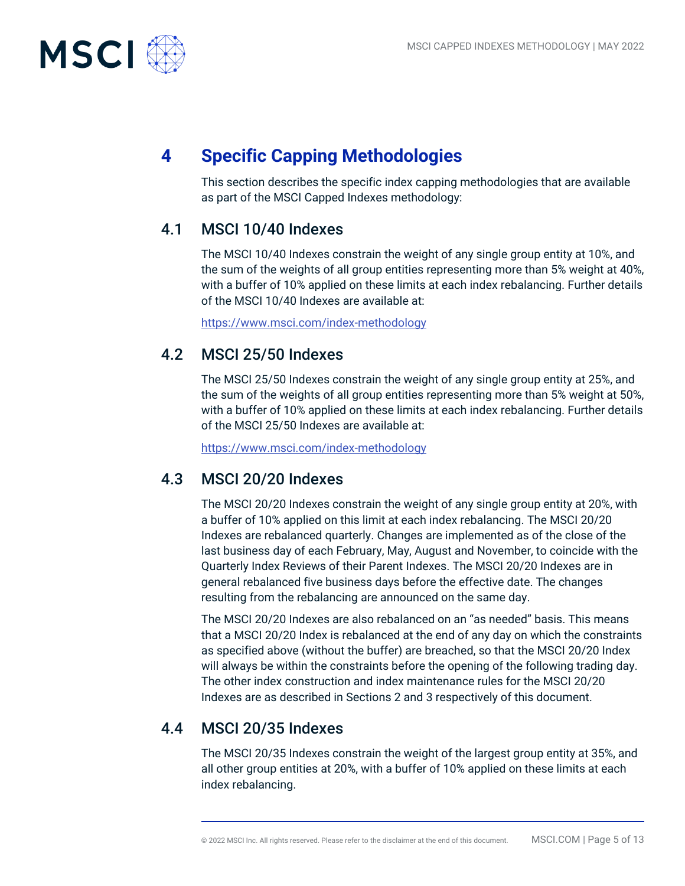# 4 Specific Capping Methodologies

This section describes the specific index capping methodologies that are available as part of the MSCI Capped Indexes methodology:

## 4.1 MSCI 10/40 Indexes

The MSCI 10/40 Indexes constrain the weight of any single group entity at 10%, and the sum of the weights of all group entities representing more than 5% weight at 40%, with a buffer of 10% applied on these limits at each index rebalancing. Further details of the MSCI 10/40 Indexes are available at:

https://www.msci.com/index-methodology

## 4.2 MSCI 25/50 Indexes

The MSCI 25/50 Indexes constrain the weight of any single group entity at 25%, and the sum of the weights of all group entities representing more than 5% weight at 50%, with a buffer of 10% applied on these limits at each index rebalancing. Further details of the MSCI 25/50 Indexes are available at:

https://www.msci.com/index-methodology

## 4.3 MSCI 20/20 Indexes

The MSCI 20/20 Indexes constrain the weight of any single group entity at 20%, with a buffer of 10% applied on this limit at each index rebalancing. The MSCI 20/20 Indexes are rebalanced quarterly. Changes are implemented as of the close of the last business day of each February, May, August and November, to coincide with the Quarterly Index Reviews of their Parent Indexes. The MSCI 20/20 Indexes are in general rebalanced five business days before the effective date. The changes resulting from the rebalancing are announced on the same day.

The MSCI 20/20 Indexes are also rebalanced on an "as needed" basis. This means that a MSCI 20/20 Index is rebalanced at the end of any day on which the constraints as specified above (without the buffer) are breached, so that the MSCI 20/20 Index will always be within the constraints before the opening of the following trading day. The other index construction and index maintenance rules for the MSCI 20/20 Indexes are as described in Sections 2 and 3 respectively of this document.

## 4.4 MSCI 20/35 Indexes

The MSCI 20/35 Indexes constrain the weight of the largest group entity at 35%, and all other group entities at 20%, with a buffer of 10% applied on these limits at each index rebalancing.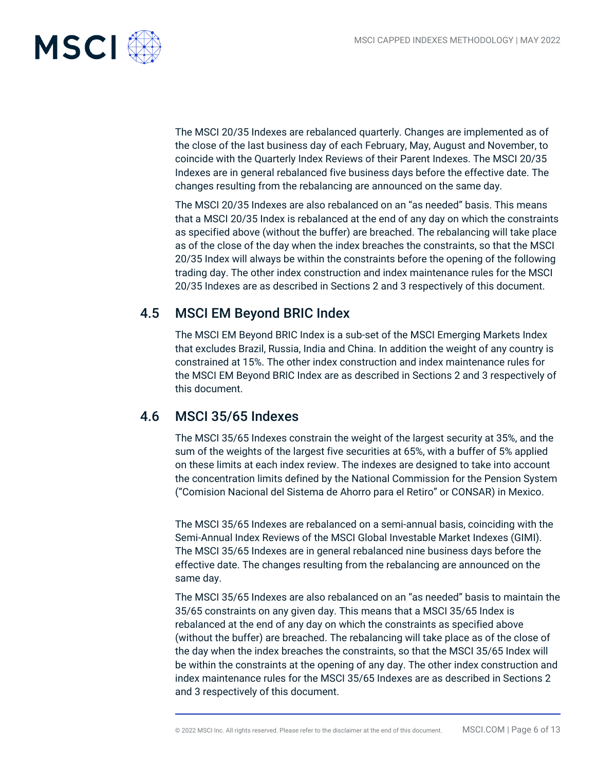The MSCI 20/35 Indexes are rebalanced quarterly. Changes are implemented as of the close of the last business day of each February, May, August and November, to coincide with the Quarterly Index Reviews of their Parent Indexes. The MSCI 20/35 Indexes are in general rebalanced five business days before the effective date. The changes resulting from the rebalancing are announced on the same day.

The MSCI 20/35 Indexes are also rebalanced on an "as needed" basis. This means that a MSCI 20/35 Index is rebalanced at the end of any day on which the constraints as specified above (without the buffer) are breached. The rebalancing will take place as of the close of the day when the index breaches the constraints, so that the MSCI 20/35 Index will always be within the constraints before the opening of the following trading day. The other index construction and index maintenance rules for the MSCI 20/35 Indexes are as described in Sections 2 and 3 respectively of this document.

## 4.5 MSCI EM Beyond BRIC Index

The MSCI EM Beyond BRIC Index is a sub-set of the MSCI Emerging Markets Index that excludes Brazil, Russia, India and China. In addition the weight of any country is constrained at 15%. The other index construction and index maintenance rules for the MSCI EM Beyond BRIC Index are as described in Sections 2 and 3 respectively of this document.

## 4.6 MSCI 35/65 Indexes

The MSCI 35/65 Indexes constrain the weight of the largest security at 35%, and the sum of the weights of the largest five securities at 65%, with a buffer of 5% applied on these limits at each index review. The indexes are designed to take into account the concentration limits defined by the National Commission for the Pension System ("Comision Nacional del Sistema de Ahorro para el Retiro" or CONSAR) in Mexico.

The MSCI 35/65 Indexes are rebalanced on a semi-annual basis, coinciding with the Semi-Annual Index Reviews of the MSCI Global Investable Market Indexes (GIMI). The MSCI 35/65 Indexes are in general rebalanced nine business days before the effective date. The changes resulting from the rebalancing are announced on the same day.

The MSCI 35/65 Indexes are also rebalanced on an "as needed" basis to maintain the 35/65 constraints on any given day. This means that a MSCI 35/65 Index is rebalanced at the end of any day on which the constraints as specified above (without the buffer) are breached. The rebalancing will take place as of the close of the day when the index breaches the constraints, so that the MSCI 35/65 Index will be within the constraints at the opening of any day. The other index construction and index maintenance rules for the MSCI 35/65 Indexes are as described in Sections 2 and 3 respectively of this document.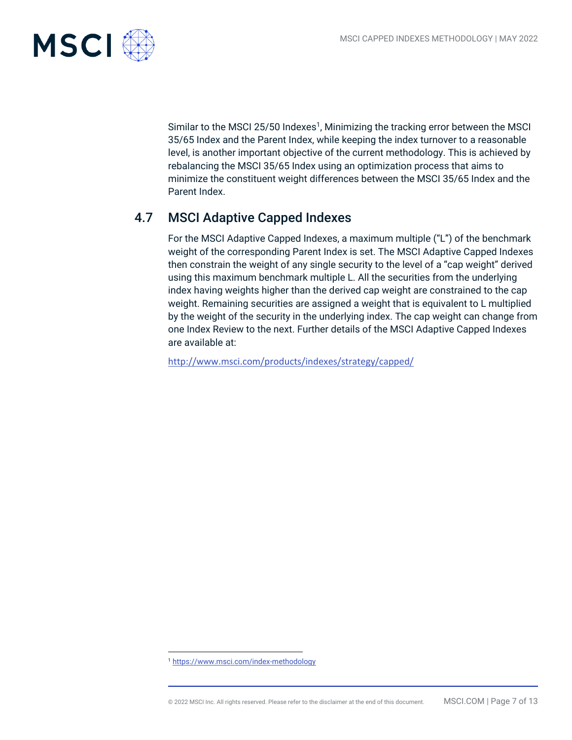Similar to the MSCI 25/50 Indexes[1], Minimizing the tracking error between the MSCI 35/65 Index and the Parent Index, while keeping the index turnover to a reasonable level, is another important objective of the current methodology. This is achieved by rebalancing the MSCI 35/65 Index using an optimization process that aims to minimize the constituent weight differences between the MSCI 35/65 Index and the Parent Index.

## 4.7 MSCI Adaptive Capped Indexes

For the MSCI Adaptive Capped Indexes, a maximum multiple ("L") of the benchmark weight of the corresponding Parent Index is set. The MSCI Adaptive Capped Indexes then constrain the weight of any single security to the level of a "cap weight" derived using this maximum benchmark multiple L. All the securities from the underlying index having weights higher than the derived cap weight are constrained to the cap weight. Remaining securities are assigned a weight that is equivalent to L multiplied by the weight of the security in the underlying index. The cap weight can change from one Index Review to the next. Further details of the MSCI Adaptive Capped Indexes are available at:

http://www.msci.com/products/indexes/strategy/capped/

---

[1] https://www.msci.com/index-methodology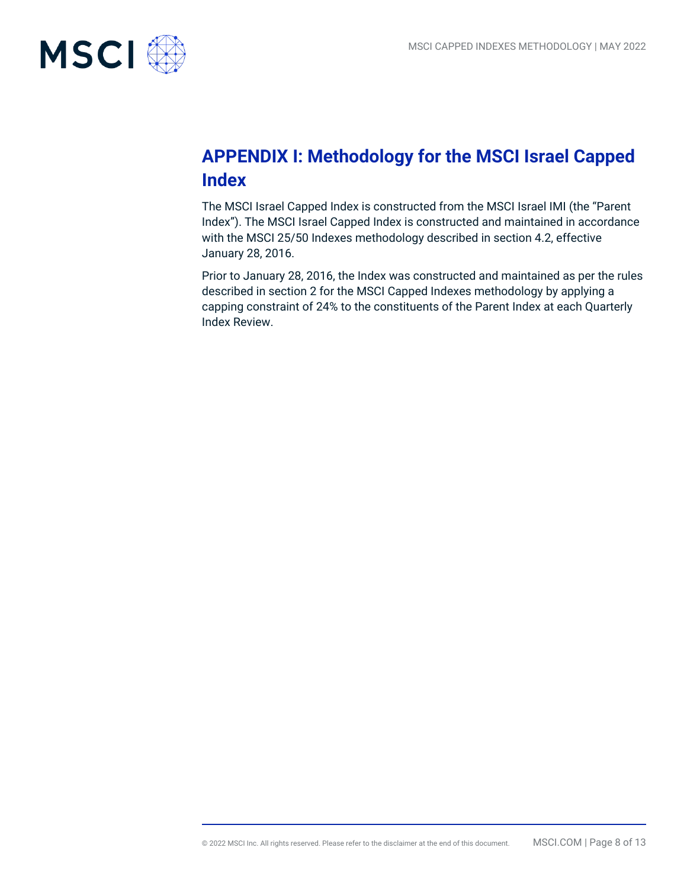# APPENDIX I: Methodology for the MSCI Israel Capped Index

The MSCI Israel Capped Index is constructed from the MSCI Israel IMI (the "Parent Index"). The MSCI Israel Capped Index is constructed and maintained in accordance with the MSCI 25/50 Indexes methodology described in section 4.2, effective January 28, 2016.

Prior to January 28, 2016, the Index was constructed and maintained as per the rules described in section 2 for the MSCI Capped Indexes methodology by applying a capping constraint of 24% to the constituents of the Parent Index at each Quarterly Index Review.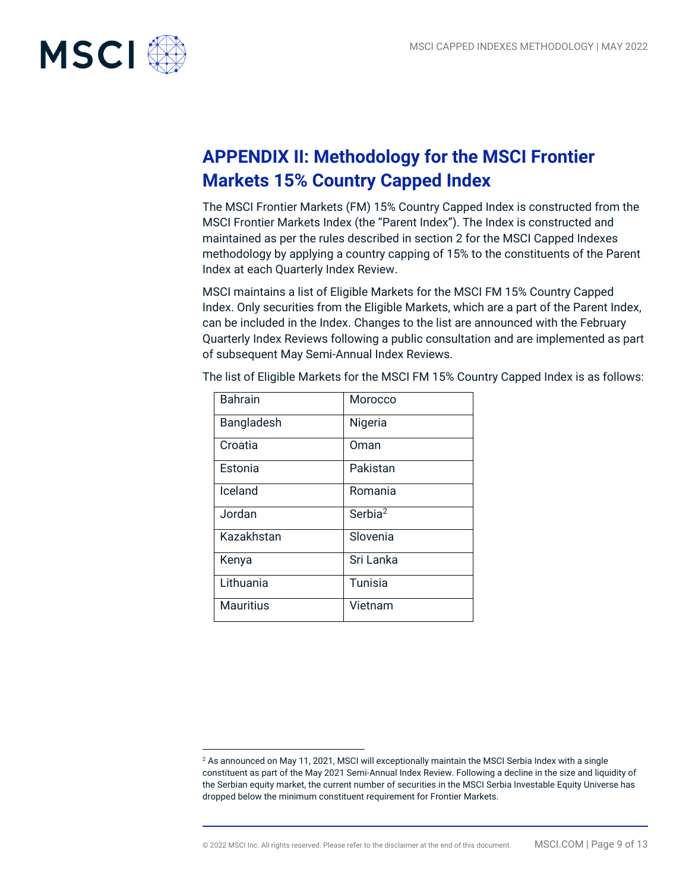## APPENDIX II: Methodology for the MSCI Frontier Markets 15% Country Capped Index

The MSCI Frontier Markets (FM) 15% Country Capped Index is constructed from the MSCI Frontier Markets Index (the "Parent Index"). The Index is constructed and maintained as per the rules described in section 2 for the MSCI Capped Indexes methodology by applying a country capping of 15% to the constituents of the Parent Index at each Quarterly Index Review.

MSCI maintains a list of Eligible Markets for the MSCI FM 15% Country Capped Index. Only securities from the Eligible Markets, which are a part of the Parent Index, can be included in the Index. Changes to the list are announced with the February Quarterly Index Reviews following a public consultation and are implemented as part of subsequent May Semi-Annual Index Reviews.

The list of Eligible Markets for the MSCI FM 15% Country Capped Index is as follows:

| | |
|---|---|
| Bahrain | Morocco |
| Bangladesh | Nigeria |
| Croatia | Oman |
| Estonia | Pakistan |
| Iceland | Romania |
| Jordan | Serbia[2] |
| Kazakhstan | Slovenia |
| Kenya | Sri Lanka |
| Lithuania | Tunisia |
| Mauritius | Vietnam |

[2] As announced on May 11, 2021, MSCI will exceptionally maintain the MSCI Serbia Index with a single constituent as part of the May 2021 Semi-Annual Index Review. Following a decline in the size and liquidity of the Serbian equity market, the current number of securities in the MSCI Serbia Investable Equity Universe has dropped below the minimum constituent requirement for Frontier Markets.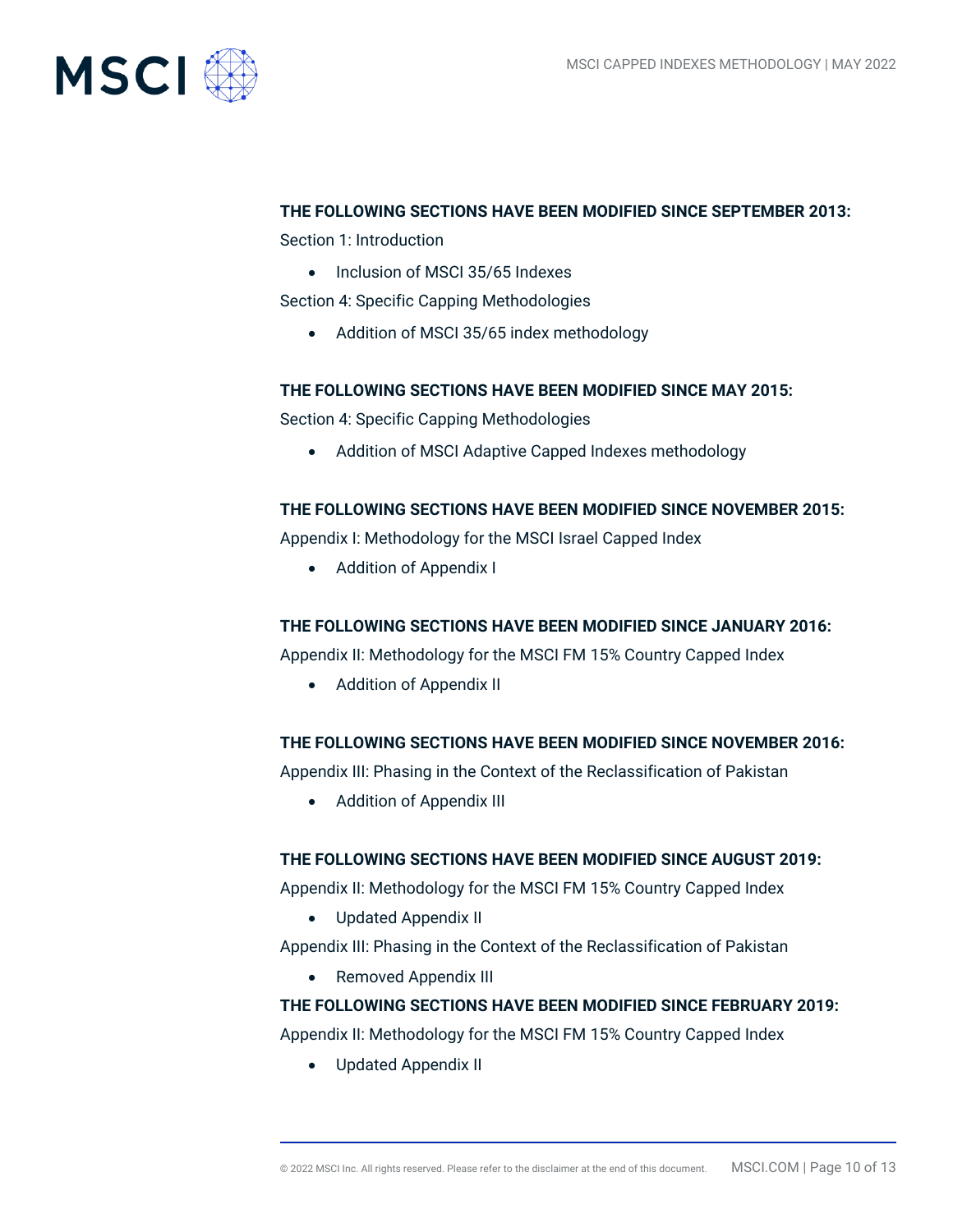**THE FOLLOWING SECTIONS HAVE BEEN MODIFIED SINCE SEPTEMBER 2013:**

Section 1: Introduction

- Inclusion of MSCI 35/65 Indexes

Section 4: Specific Capping Methodologies

- Addition of MSCI 35/65 index methodology

**THE FOLLOWING SECTIONS HAVE BEEN MODIFIED SINCE MAY 2015:**

Section 4: Specific Capping Methodologies

- Addition of MSCI Adaptive Capped Indexes methodology

**THE FOLLOWING SECTIONS HAVE BEEN MODIFIED SINCE NOVEMBER 2015:**

Appendix I: Methodology for the MSCI Israel Capped Index

- Addition of Appendix I

**THE FOLLOWING SECTIONS HAVE BEEN MODIFIED SINCE JANUARY 2016:**

Appendix II: Methodology for the MSCI FM 15% Country Capped Index

- Addition of Appendix II

**THE FOLLOWING SECTIONS HAVE BEEN MODIFIED SINCE NOVEMBER 2016:**

Appendix III: Phasing in the Context of the Reclassification of Pakistan

- Addition of Appendix III

**THE FOLLOWING SECTIONS HAVE BEEN MODIFIED SINCE AUGUST 2019:**

Appendix II: Methodology for the MSCI FM 15% Country Capped Index

- Updated Appendix II

Appendix III: Phasing in the Context of the Reclassification of Pakistan

- Removed Appendix III

**THE FOLLOWING SECTIONS HAVE BEEN MODIFIED SINCE FEBRUARY 2019:**

Appendix II: Methodology for the MSCI FM 15% Country Capped Index

- Updated Appendix II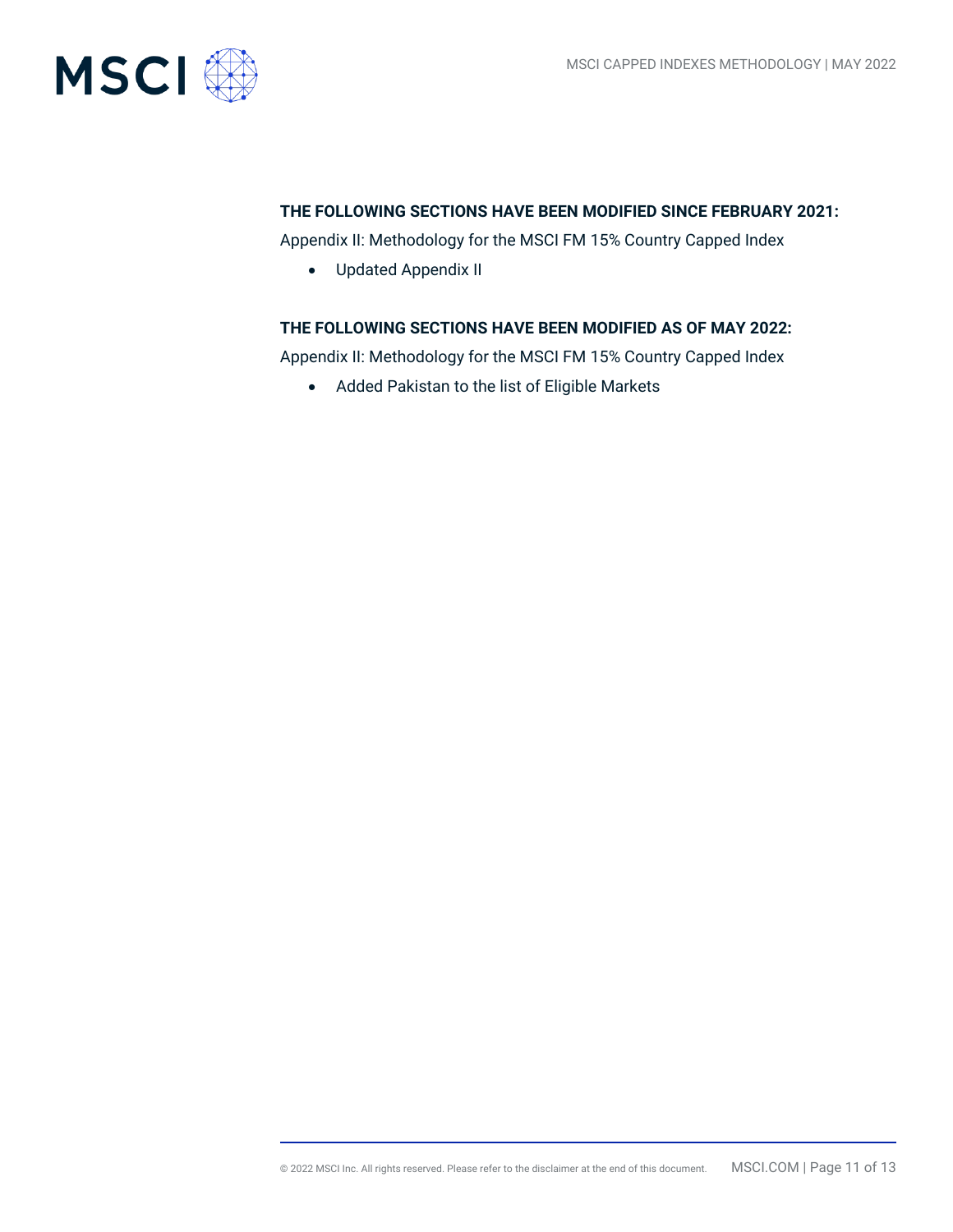**THE FOLLOWING SECTIONS HAVE BEEN MODIFIED SINCE FEBRUARY 2021:**

Appendix II: Methodology for the MSCI FM 15% Country Capped Index

- Updated Appendix II

**THE FOLLOWING SECTIONS HAVE BEEN MODIFIED AS OF MAY 2022:**

Appendix II: Methodology for the MSCI FM 15% Country Capped Index

- Added Pakistan to the list of Eligible Markets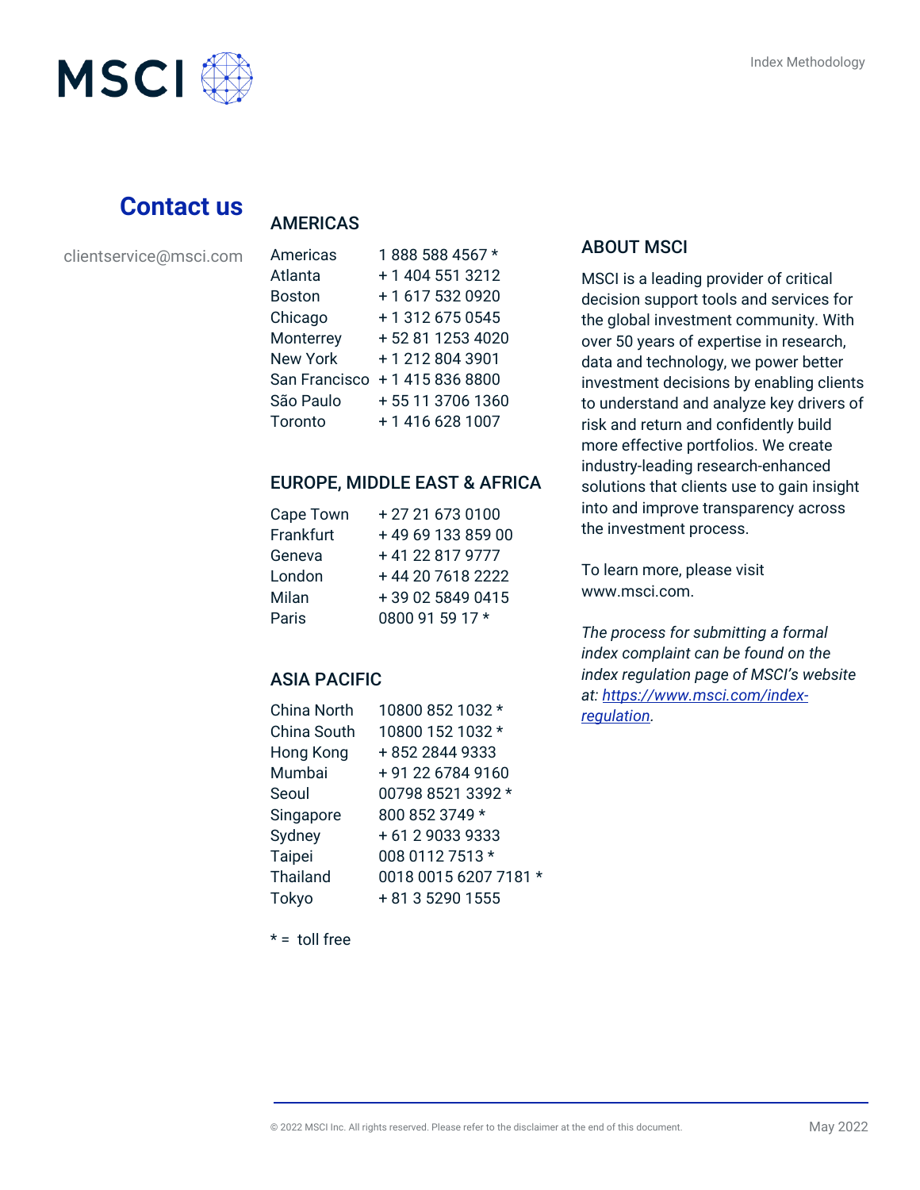## Contact us

clientservice@msci.com

### AMERICAS

| | |
|---|---|
| Americas | 1 888 588 4567 * |
| Atlanta | + 1 404 551 3212 |
| Boston | + 1 617 532 0920 |
| Chicago | + 1 312 675 0545 |
| Monterrey | + 52 81 1253 4020 |
| New York | + 1 212 804 3901 |
| San Francisco | + 1 415 836 8800 |
| São Paulo | + 55 11 3706 1360 |
| Toronto | + 1 416 628 1007 |

### EUROPE, MIDDLE EAST & AFRICA

| | |
|---|---|
| Cape Town | + 27 21 673 0100 |
| Frankfurt | + 49 69 133 859 00 |
| Geneva | + 41 22 817 9777 |
| London | + 44 20 7618 2222 |
| Milan | + 39 02 5849 0415 |
| Paris | 0800 91 59 17 * |

### ASIA PACIFIC

| | |
|---|---|
| China North | 10800 852 1032 * |
| China South | 10800 152 1032 * |
| Hong Kong | + 852 2844 9333 |
| Mumbai | + 91 22 6784 9160 |
| Seoul | 00798 8521 3392 * |
| Singapore | 800 852 3749 * |
| Sydney | + 61 2 9033 9333 |
| Taipei | 008 0112 7513 * |
| Thailand | 0018 0015 6207 7181 * |
| Tokyo | + 81 3 5290 1555 |

* = toll free

### ABOUT MSCI

MSCI is a leading provider of critical decision support tools and services for the global investment community. With over 50 years of expertise in research, data and technology, we power better investment decisions by enabling clients to understand and analyze key drivers of risk and return and confidently build more effective portfolios. We create industry-leading research-enhanced solutions that clients use to gain insight into and improve transparency across the investment process.

To learn more, please visit www.msci.com.

*The process for submitting a formal index complaint can be found on the index regulation page of MSCI's website at: https://www.msci.com/index-regulation.*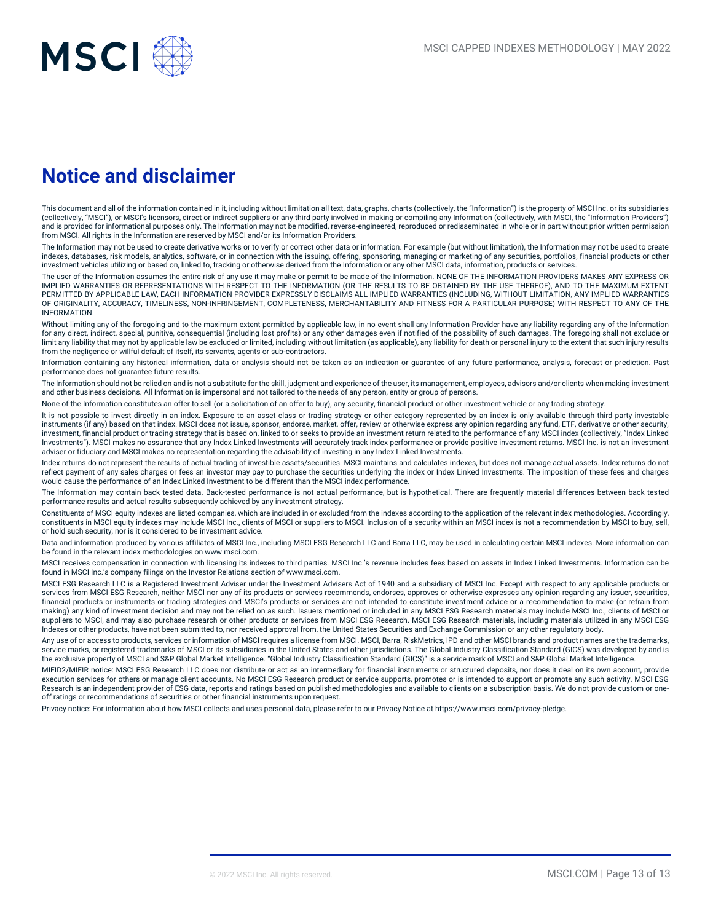# Notice and disclaimer

This document and all of the information contained in it, including without limitation all text, data, graphs, charts (collectively, the "Information") is the property of MSCI Inc. or its subsidiaries (collectively, "MSCI"), or MSCI's licensors, direct or indirect suppliers or any third party involved in making or compiling any Information (collectively, with MSCI, the "Information Providers") and is provided for informational purposes only. The Information may not be modified, reverse-engineered, reproduced or redisseminated in whole or in part without prior written permission from MSCI. All rights in the Information are reserved by MSCI and/or its Information Providers.

The Information may not be used to create derivative works or to verify or correct other data or information. For example (but without limitation), the Information may not be used to create indexes, databases, risk models, analytics, software, or in connection with the issuing, offering, sponsoring, managing or marketing of any securities, portfolios, financial products or other investment vehicles utilizing or based on, linked to, tracking or otherwise derived from the Information or any other MSCI data, information, products or services.

The user of the Information assumes the entire risk of any use it may make or permit to be made of the Information. NONE OF THE INFORMATION PROVIDERS MAKES ANY EXPRESS OR IMPLIED WARRANTIES OR REPRESENTATIONS WITH RESPECT TO THE INFORMATION (OR THE RESULTS TO BE OBTAINED BY THE USE THEREOF), AND TO THE MAXIMUM EXTENT PERMITTED BY APPLICABLE LAW, EACH INFORMATION PROVIDER EXPRESSLY DISCLAIMS ALL IMPLIED WARRANTIES (INCLUDING, WITHOUT LIMITATION, ANY IMPLIED WARRANTIES OF ORIGINALITY, ACCURACY, TIMELINESS, NON-INFRINGEMENT, COMPLETENESS, MERCHANTABILITY AND FITNESS FOR A PARTICULAR PURPOSE) WITH RESPECT TO ANY OF THE INFORMATION.

Without limiting any of the foregoing and to the maximum extent permitted by applicable law, in no event shall any Information Provider have any liability regarding any of the Information for any direct, indirect, special, punitive, consequential (including lost profits) or any other damages even if notified of the possibility of such damages. The foregoing shall not exclude or limit any liability that may not by applicable law be excluded or limited, including without limitation (as applicable), any liability for death or personal injury to the extent that such injury results from the negligence or willful default of itself, its servants, agents or sub-contractors.

Information containing any historical information, data or analysis should not be taken as an indication or guarantee of any future performance, analysis, forecast or prediction. Past performance does not guarantee future results.

The Information should not be relied on and is not a substitute for the skill, judgment and experience of the user, its management, employees, advisors and/or clients when making investment and other business decisions. All Information is impersonal and not tailored to the needs of any person, entity or group of persons.

None of the Information constitutes an offer to sell (or a solicitation of an offer to buy), any security, financial product or other investment vehicle or any trading strategy.

It is not possible to invest directly in an index. Exposure to an asset class or trading strategy or other category represented by an index is only available through third party investable instruments (if any) based on that index. MSCI does not issue, sponsor, endorse, market, offer, review or otherwise express any opinion regarding any fund, ETF, derivative or other security, investment, financial product or trading strategy that is based on, linked to or seeks to provide an investment return related to the performance of any MSCI index (collectively, "Index Linked Investments"). MSCI makes no assurance that any Index Linked Investments will accurately track index performance or provide positive investment returns. MSCI Inc. is not an investment adviser or fiduciary and MSCI makes no representation regarding the advisability of investing in any Index Linked Investments.

Index returns do not represent the results of actual trading of investible assets/securities. MSCI maintains and calculates indexes, but does not manage actual assets. Index returns do not reflect payment of any sales charges or fees an investor may pay to purchase the securities underlying the index or Index Linked Investments. The imposition of these fees and charges would cause the performance of an Index Linked Investment to be different than the MSCI index performance.

The Information may contain back tested data. Back-tested performance is not actual performance, but is hypothetical. There are frequently material differences between back tested performance results and actual results subsequently achieved by any investment strategy.

Constituents of MSCI equity indexes are listed companies, which are included in or excluded from the indexes according to the application of the relevant index methodologies. Accordingly, constituents in MSCI equity indexes may include MSCI Inc., clients of MSCI or suppliers to MSCI. Inclusion of a security within an MSCI index is not a recommendation by MSCI to buy, sell, or hold such security, nor is it considered to be investment advice.

Data and information produced by various affiliates of MSCI Inc., including MSCI ESG Research LLC and Barra LLC, may be used in calculating certain MSCI indexes. More information can be found in the relevant index methodologies on www.msci.com.

MSCI receives compensation in connection with licensing its indexes to third parties. MSCI Inc.'s revenue includes fees based on assets in Index Linked Investments. Information can be found in MSCI Inc.'s company filings on the Investor Relations section of www.msci.com.

MSCI ESG Research LLC is a Registered Investment Adviser under the Investment Advisers Act of 1940 and a subsidiary of MSCI Inc. Except with respect to any applicable products or services from MSCI ESG Research, neither MSCI nor any of its products or services recommends, endorses, approves or otherwise expresses any opinion regarding any issuer, securities, financial products or instruments or trading strategies and MSCI's products or services are not intended to constitute investment advice or a recommendation to make (or refrain from making) any kind of investment decision and may not be relied on as such. Issuers mentioned or included in any MSCI ESG Research materials may include MSCI Inc., clients of MSCI or suppliers to MSCI, and may also purchase research or other products or services from MSCI ESG Research. MSCI ESG Research materials, including materials utilized in any MSCI ESG Indexes or other products, have not been submitted to, nor received approval from, the United States Securities and Exchange Commission or any other regulatory body.

Any use of or access to products, services or information of MSCI requires a license from MSCI. MSCI, Barra, RiskMetrics, IPD and other MSCI brands and product names are the trademarks, service marks, or registered trademarks of MSCI or its subsidiaries in the United States and other jurisdictions. The Global Industry Classification Standard (GICS) was developed by and is the exclusive property of MSCI and S&P Global Market Intelligence. "Global Industry Classification Standard (GICS)" is a service mark of MSCI and S&P Global Market Intelligence.

MIFID2/MIFIR notice: MSCI ESG Research LLC does not distribute or act as an intermediary for financial instruments or structured deposits, nor does it deal on its own account, provide execution services for others or manage client accounts. No MSCI ESG Research product or service supports, promotes or is intended to support or promote any such activity. MSCI ESG Research is an independent provider of ESG data, reports and ratings based on published methodologies and available to clients on a subscription basis. We do not provide custom or one-off ratings or recommendations of securities or other financial instruments upon request.

Privacy notice: For information about how MSCI collects and uses personal data, please refer to our Privacy Notice at https://www.msci.com/privacy-pledge.